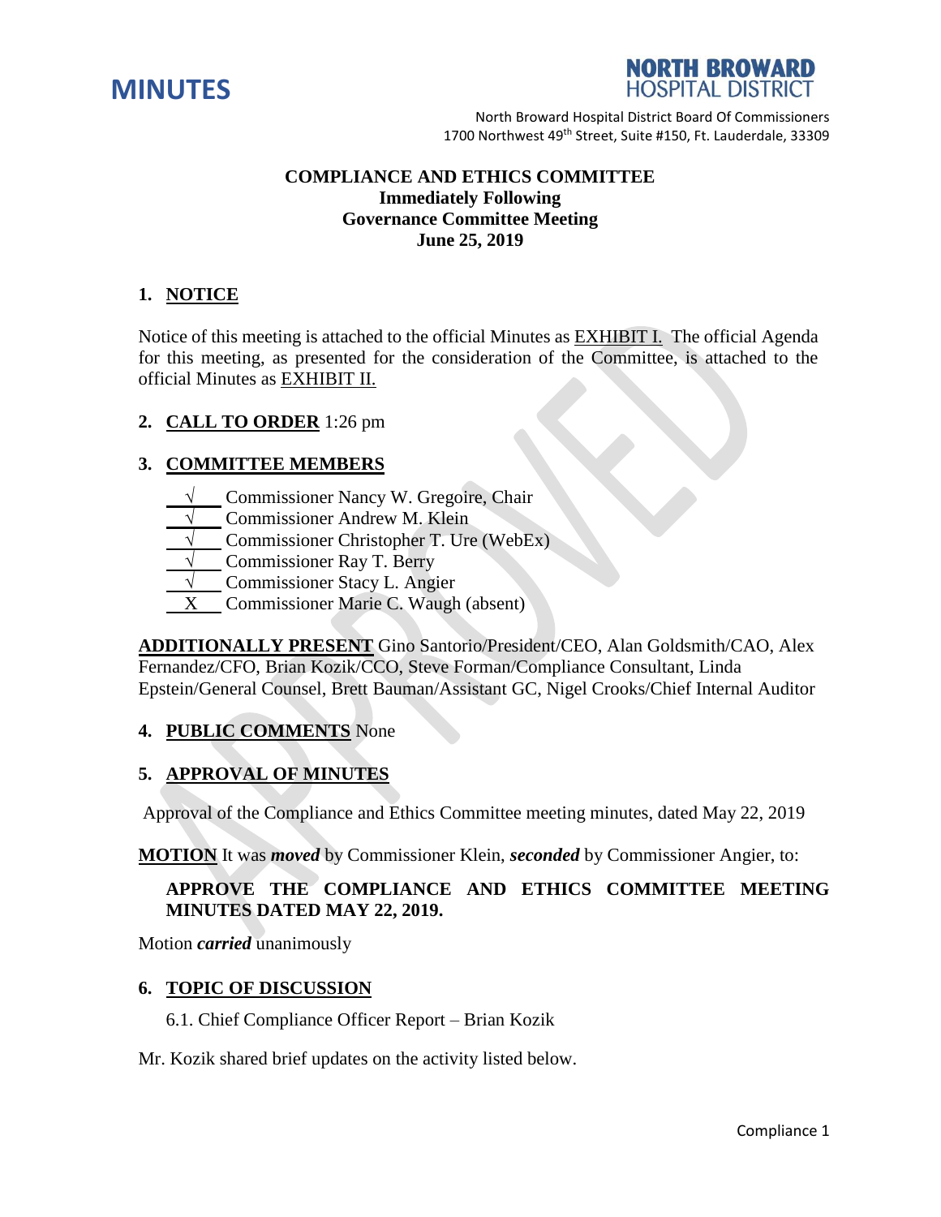# MINUTES

**NORTH BROWARD HOSPITAL DISTRICT**

North Broward Hospital District Board Of Commissioners
1700 Northwest 49th Street, Suite #150, Ft. Lauderdale, 33309

**COMPLIANCE AND ETHICS COMMITTEE**
**Immediately Following**
**Governance Committee Meeting**
**June 25, 2019**

## 1. NOTICE

Notice of this meeting is attached to the official Minutes as EXHIBIT I. The official Agenda for this meeting, as presented for the consideration of the Committee, is attached to the official Minutes as EXHIBIT II.

## 2. CALL TO ORDER 1:26 pm

## 3. COMMITTEE MEMBERS

- √ Commissioner Nancy W. Gregoire, Chair
- √ Commissioner Andrew M. Klein
- √ Commissioner Christopher T. Ure (WebEx)
- √ Commissioner Ray T. Berry
- √ Commissioner Stacy L. Angier
- X Commissioner Marie C. Waugh (absent)

**ADDITIONALLY PRESENT** Gino Santorio/President/CEO, Alan Goldsmith/CAO, Alex Fernandez/CFO, Brian Kozik/CCO, Steve Forman/Compliance Consultant, Linda Epstein/General Counsel, Brett Bauman/Assistant GC, Nigel Crooks/Chief Internal Auditor

## 4. PUBLIC COMMENTS None

## 5. APPROVAL OF MINUTES

Approval of the Compliance and Ethics Committee meeting minutes, dated May 22, 2019

**MOTION** It was ***moved*** by Commissioner Klein, ***seconded*** by Commissioner Angier, to:

**APPROVE THE COMPLIANCE AND ETHICS COMMITTEE MEETING MINUTES DATED MAY 22, 2019.**

Motion ***carried*** unanimously

## 6. TOPIC OF DISCUSSION

6.1. Chief Compliance Officer Report – Brian Kozik

Mr. Kozik shared brief updates on the activity listed below.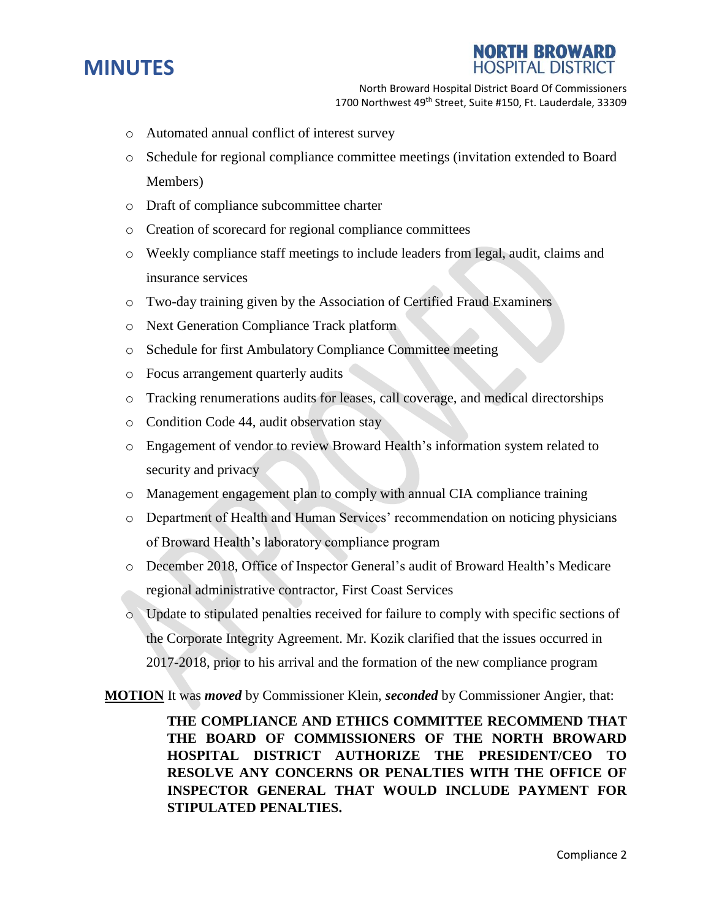- Automated annual conflict of interest survey
- Schedule for regional compliance committee meetings (invitation extended to Board Members)
- Draft of compliance subcommittee charter
- Creation of scorecard for regional compliance committees
- Weekly compliance staff meetings to include leaders from legal, audit, claims and insurance services
- Two-day training given by the Association of Certified Fraud Examiners
- Next Generation Compliance Track platform
- Schedule for first Ambulatory Compliance Committee meeting
- Focus arrangement quarterly audits
- Tracking renumerations audits for leases, call coverage, and medical directorships
- Condition Code 44, audit observation stay
- Engagement of vendor to review Broward Health's information system related to security and privacy
- Management engagement plan to comply with annual CIA compliance training
- Department of Health and Human Services' recommendation on noticing physicians of Broward Health's laboratory compliance program
- December 2018, Office of Inspector General's audit of Broward Health's Medicare regional administrative contractor, First Coast Services
- Update to stipulated penalties received for failure to comply with specific sections of the Corporate Integrity Agreement. Mr. Kozik clarified that the issues occurred in 2017-2018, prior to his arrival and the formation of the new compliance program

**MOTION** It was ***moved*** by Commissioner Klein, ***seconded*** by Commissioner Angier, that:

> **THE COMPLIANCE AND ETHICS COMMITTEE RECOMMEND THAT THE BOARD OF COMMISSIONERS OF THE NORTH BROWARD HOSPITAL DISTRICT AUTHORIZE THE PRESIDENT/CEO TO RESOLVE ANY CONCERNS OR PENALTIES WITH THE OFFICE OF INSPECTOR GENERAL THAT WOULD INCLUDE PAYMENT FOR STIPULATED PENALTIES.**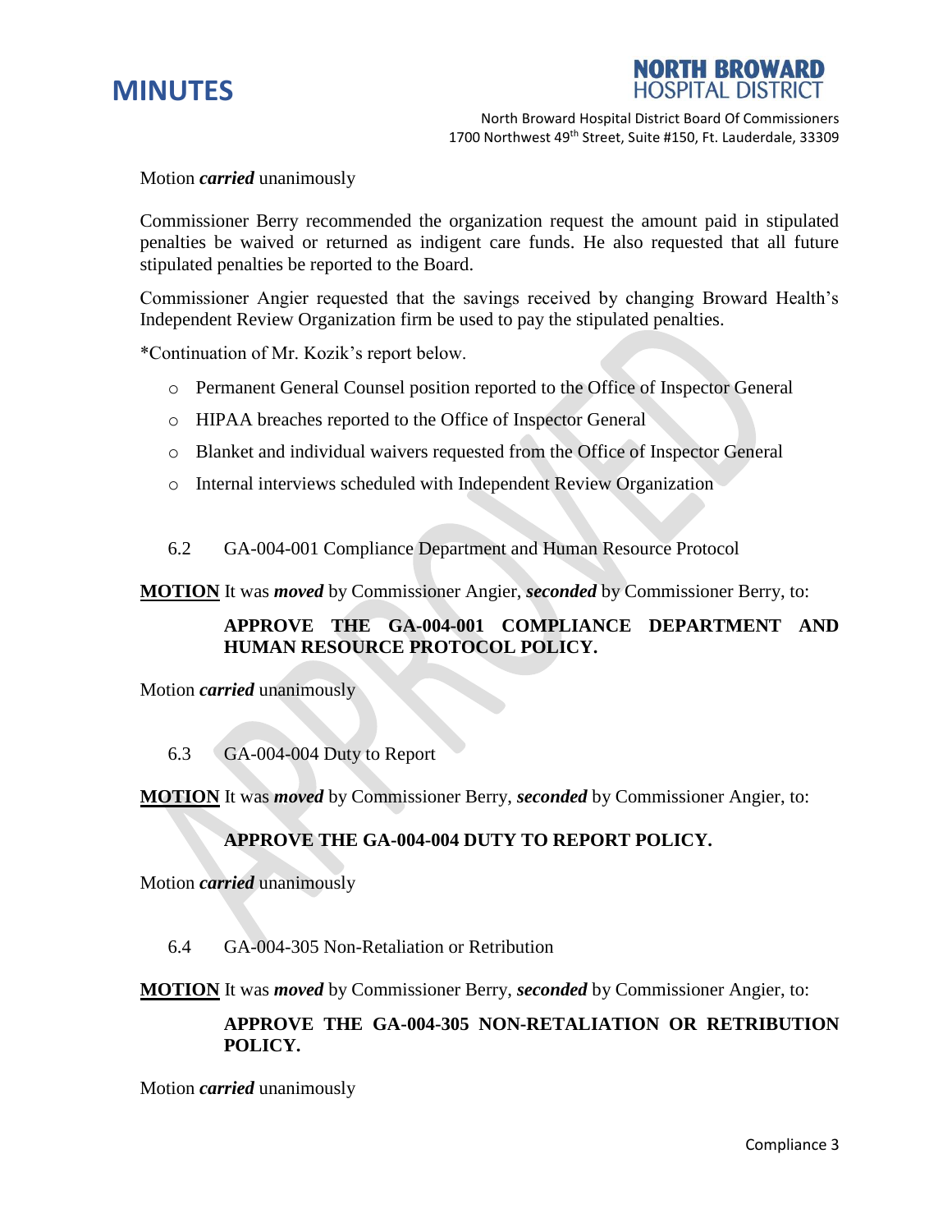Motion ***carried*** unanimously

Commissioner Berry recommended the organization request the amount paid in stipulated penalties be waived or returned as indigent care funds. He also requested that all future stipulated penalties be reported to the Board.

Commissioner Angier requested that the savings received by changing Broward Health's Independent Review Organization firm be used to pay the stipulated penalties.

*Continuation of Mr. Kozik's report below.

- Permanent General Counsel position reported to the Office of Inspector General
- HIPAA breaches reported to the Office of Inspector General
- Blanket and individual waivers requested from the Office of Inspector General
- Internal interviews scheduled with Independent Review Organization

6.2 GA-004-001 Compliance Department and Human Resource Protocol

**MOTION** It was ***moved*** by Commissioner Angier, ***seconded*** by Commissioner Berry, to:

> **APPROVE THE GA-004-001 COMPLIANCE DEPARTMENT AND HUMAN RESOURCE PROTOCOL POLICY.**

Motion ***carried*** unanimously

6.3 GA-004-004 Duty to Report

**MOTION** It was ***moved*** by Commissioner Berry, ***seconded*** by Commissioner Angier, to:

> **APPROVE THE GA-004-004 DUTY TO REPORT POLICY.**

Motion ***carried*** unanimously

6.4 GA-004-305 Non-Retaliation or Retribution

**MOTION** It was ***moved*** by Commissioner Berry, ***seconded*** by Commissioner Angier, to:

> **APPROVE THE GA-004-305 NON-RETALIATION OR RETRIBUTION POLICY.**

Motion ***carried*** unanimously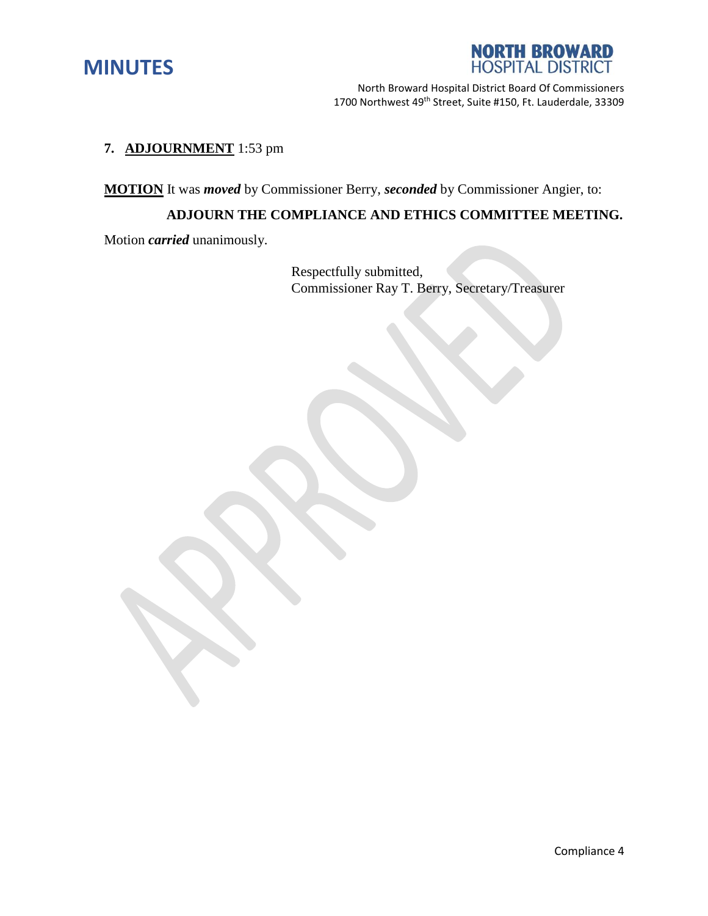**7. ADJOURNMENT** 1:53 pm

**MOTION** It was ***moved*** by Commissioner Berry, ***seconded*** by Commissioner Angier, to:

**ADJOURN THE COMPLIANCE AND ETHICS COMMITTEE MEETING.**

Motion ***carried*** unanimously.

Respectfully submitted,
Commissioner Ray T. Berry, Secretary/Treasurer